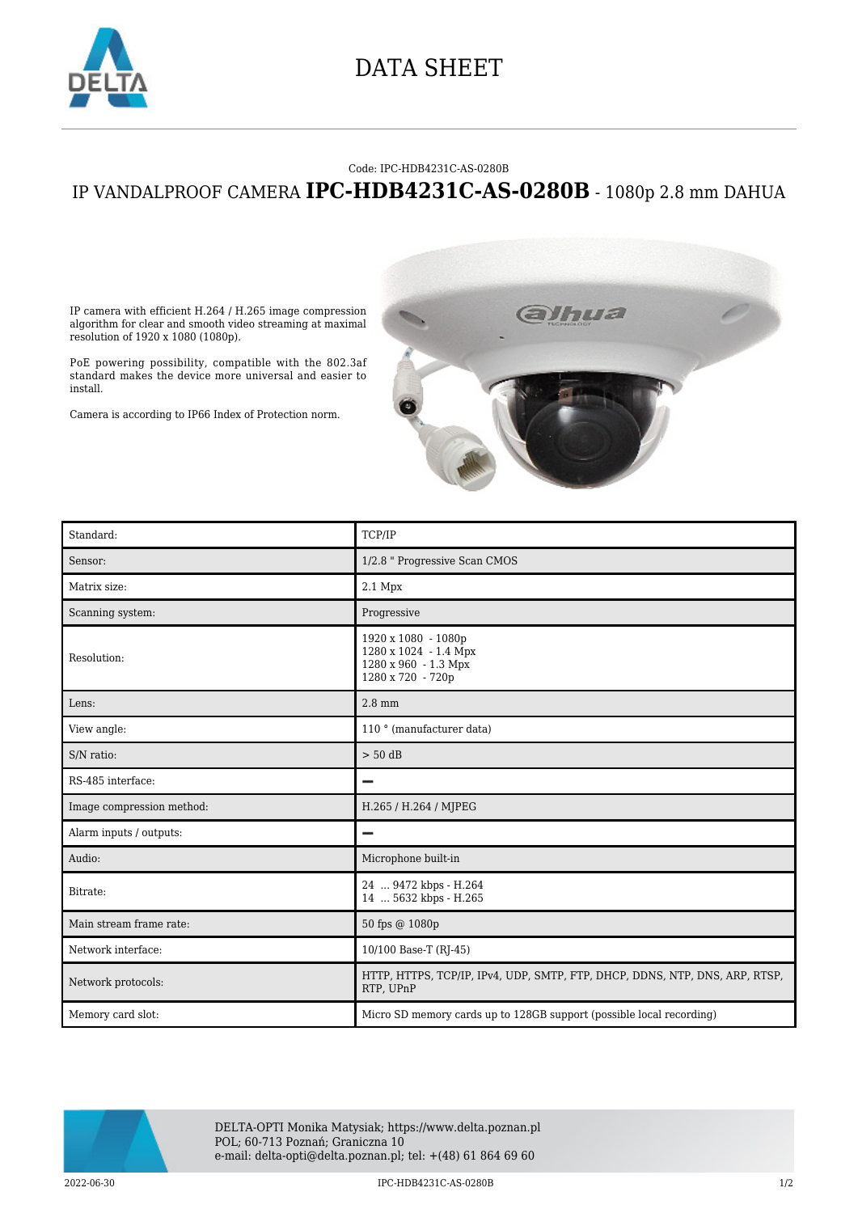# DATA SHEET

Code: IPC-HDB4231C-AS-0280B

## IP VANDALPROOF CAMERA **IPC-HDB4231C-AS-0280B** - 1080p 2.8 mm DAHUA

IP camera with efficient H.264 / H.265 image compression algorithm for clear and smooth video streaming at maximal resolution of 1920 x 1080 (1080p).

PoE powering possibility, compatible with the 802.3af standard makes the device more universal and easier to install.

Camera is according to IP66 Index of Protection norm.

| | |
|---|---|
| Standard: | TCP/IP |
| Sensor: | 1/2.8 " Progressive Scan CMOS |
| Matrix size: | 2.1 Mpx |
| Scanning system: | Progressive |
| Resolution: | 1920 x 1080 - 1080p<br>1280 x 1024 - 1.4 Mpx<br>1280 x 960 - 1.3 Mpx<br>1280 x 720 - 720p |
| Lens: | 2.8 mm |
| View angle: | 110 ° (manufacturer data) |
| S/N ratio: | > 50 dB |
| RS-485 interface: | – |
| Image compression method: | H.265 / H.264 / MJPEG |
| Alarm inputs / outputs: | – |
| Audio: | Microphone built-in |
| Bitrate: | 24 ... 9472 kbps - H.264<br>14 ... 5632 kbps - H.265 |
| Main stream frame rate: | 50 fps @ 1080p |
| Network interface: | 10/100 Base-T (RJ-45) |
| Network protocols: | HTTP, HTTPS, TCP/IP, IPv4, UDP, SMTP, FTP, DHCP, DDNS, NTP, DNS, ARP, RTSP, RTP, UPnP |
| Memory card slot: | Micro SD memory cards up to 128GB support (possible local recording) |

DELTA-OPTI Monika Matysiak; https://www.delta.poznan.pl
POL; 60-713 Poznań; Graniczna 10
e-mail: delta-opti@delta.poznan.pl; tel: +(48) 61 864 69 60

2022-06-30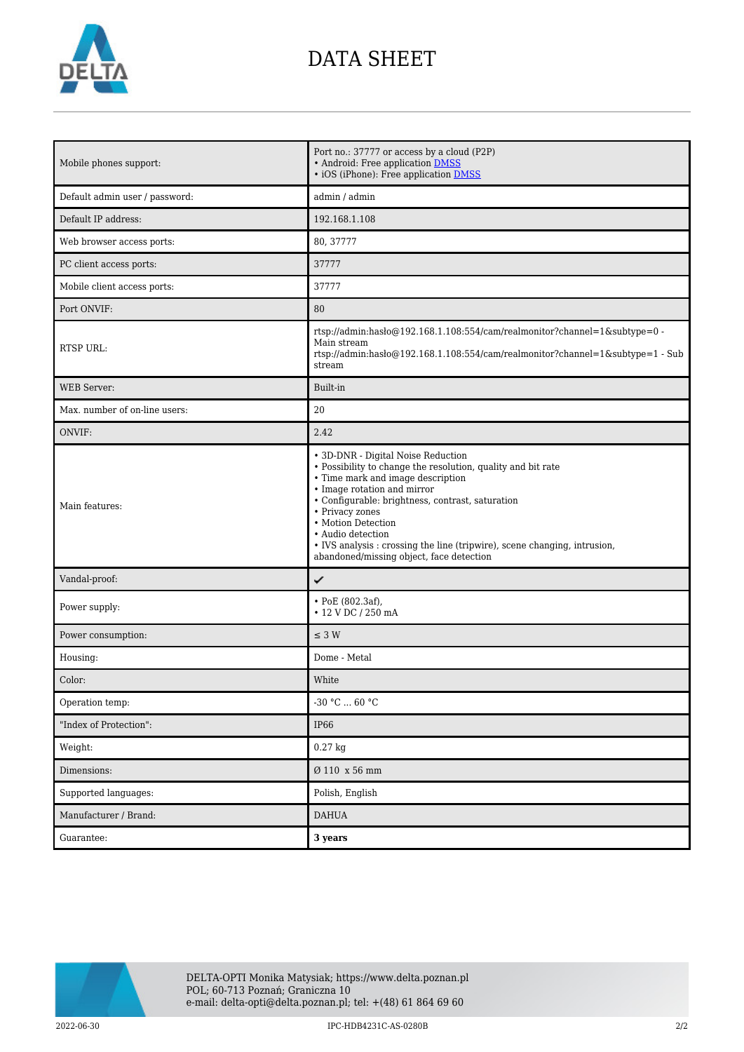# DATA SHEET

| | |
|---|---|
| Mobile phones support: | Port no.: 37777 or access by a cloud (P2P)<br>• Android: Free application DMSS<br>• iOS (iPhone): Free application DMSS |
| Default admin user / password: | admin / admin |
| Default IP address: | 192.168.1.108 |
| Web browser access ports: | 80, 37777 |
| PC client access ports: | 37777 |
| Mobile client access ports: | 37777 |
| Port ONVIF: | 80 |
| RTSP URL: | rtsp://admin:hasło@192.168.1.108:554/cam/realmonitor?channel=1&subtype=0 - Main stream<br>rtsp://admin:hasło@192.168.1.108:554/cam/realmonitor?channel=1&subtype=1 - Sub stream |
| WEB Server: | Built-in |
| Max. number of on-line users: | 20 |
| ONVIF: | 2.42 |
| Main features: | • 3D-DNR - Digital Noise Reduction<br>• Possibility to change the resolution, quality and bit rate<br>• Time mark and image description<br>• Image rotation and mirror<br>• Configurable: brightness, contrast, saturation<br>• Privacy zones<br>• Motion Detection<br>• Audio detection<br>• IVS analysis : crossing the line (tripwire), scene changing, intrusion, abandoned/missing object, face detection |
| Vandal-proof: | ✔ |
| Power supply: | • PoE (802.3af),<br>• 12 V DC / 250 mA |
| Power consumption: | ≤ 3 W |
| Housing: | Dome - Metal |
| Color: | White |
| Operation temp: | -30 °C ... 60 °C |
| "Index of Protection": | IP66 |
| Weight: | 0.27 kg |
| Dimensions: | Ø 110 x 56 mm |
| Supported languages: | Polish, English |
| Manufacturer / Brand: | DAHUA |
| Guarantee: | **3 years** |

DELTA-OPTI Monika Matysiak; https://www.delta.poznan.pl
POL; 60-713 Poznań; Graniczna 10
e-mail: delta-opti@delta.poznan.pl; tel: +(48) 61 864 69 60

2022-06-30 IPC-HDB4231C-AS-0280B